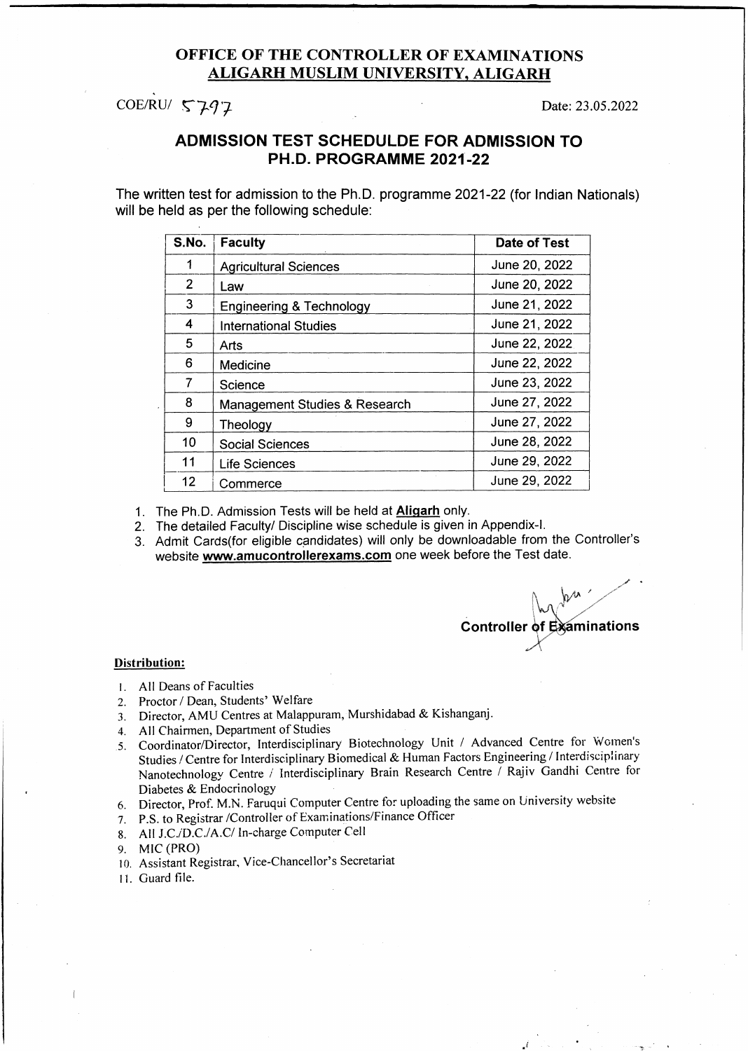## OFFICE OF THE CONTROLLER OF EXAMINATIONS
## ALIGARH MUSLIM UNIVERSITY, ALIGARH

COE/RU/ 5797 Date: 23.05.2022

### ADMISSION TEST SCHEDULDE FOR ADMISSION TO PH.D. PROGRAMME 2021-22

The written test for admission to the Ph.D. programme 2021-22 (for Indian Nationals) will be held as per the following schedule:

| S.No. | Faculty | Date of Test |
|---|---|---|
| 1 | Agricultural Sciences | June 20, 2022 |
| 2 | Law | June 20, 2022 |
| 3 | Engineering & Technology | June 21, 2022 |
| 4 | International Studies | June 21, 2022 |
| 5 | Arts | June 22, 2022 |
| 6 | Medicine | June 22, 2022 |
| 7 | Science | June 23, 2022 |
| 8 | Management Studies & Research | June 27, 2022 |
| 9 | Theology | June 27, 2022 |
| 10 | Social Sciences | June 28, 2022 |
| 11 | Life Sciences | June 29, 2022 |
| 12 | Commerce | June 29, 2022 |

1. The Ph.D. Admission Tests will be held at **Aligarh** only.
2. The detailed Faculty/ Discipline wise schedule is given in Appendix-I.
3. Admit Cards(for eligible candidates) will only be downloadable from the Controller's website **www.amucontrollerexams.com** one week before the Test date.

**Controller of Examinations**

**Distribution:**

1. All Deans of Faculties
2. Proctor / Dean, Students' Welfare
3. Director, AMU Centres at Malappuram, Murshidabad & Kishanganj.
4. All Chairmen, Department of Studies
5. Coordinator/Director, Interdisciplinary Biotechnology Unit / Advanced Centre for Women's Studies / Centre for Interdisciplinary Biomedical & Human Factors Engineering / Interdisciplinary Nanotechnology Centre / Interdisciplinary Brain Research Centre / Rajiv Gandhi Centre for Diabetes & Endocrinology
6. Director, Prof. M.N. Faruqui Computer Centre for uploading the same on University website
7. P.S. to Registrar /Controller of Examinations/Finance Officer
8. All J.C./D.C./A.C/ In-charge Computer Cell
9. MIC (PRO)
10. Assistant Registrar, Vice-Chancellor's Secretariat
11. Guard file.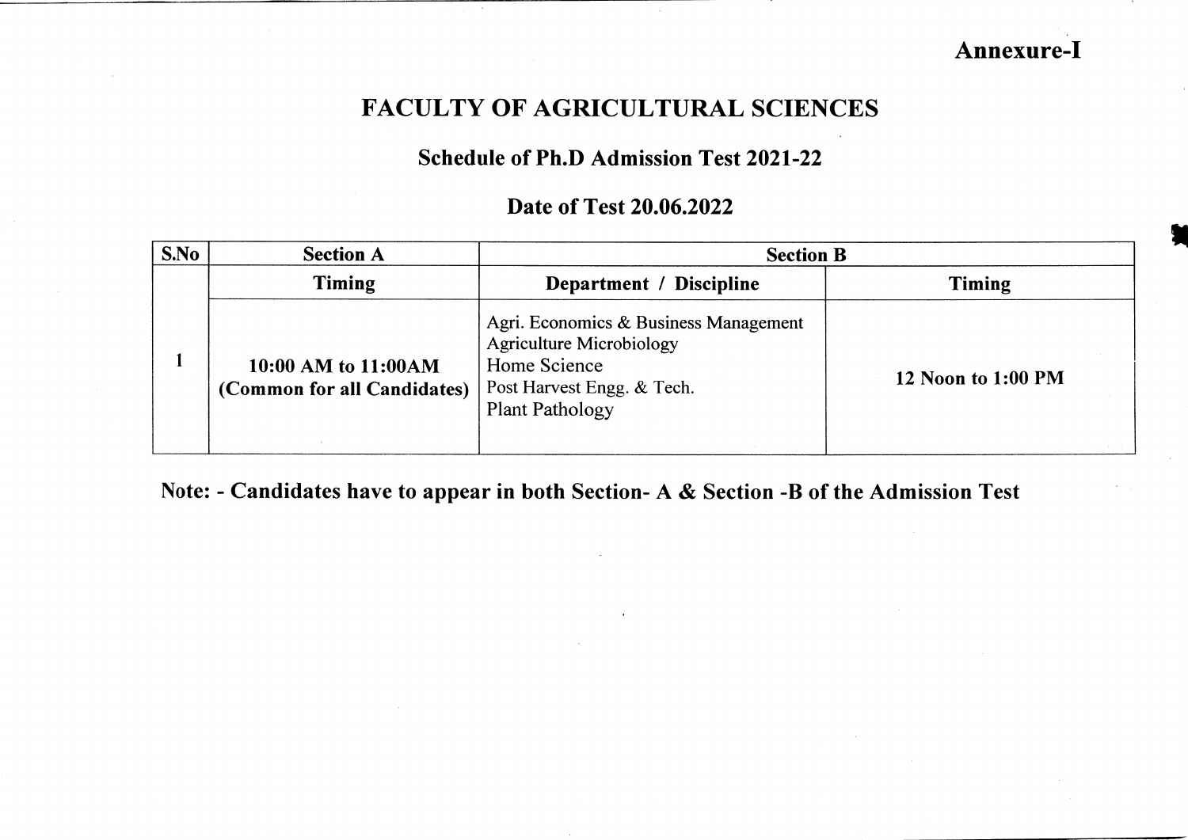**Annexure-I**

# FACULTY OF AGRICULTURAL SCIENCES

## Schedule of Ph.D Admission Test 2021-22

## Date of Test 20.06.2022

| S.No | Section A | Section B | |
|---|---|---|---|
| | **Timing** | **Department / Discipline** | **Timing** |
| 1 | **10:00 AM to 11:00AM (Common for all Candidates)** | Agri. Economics & Business Management<br>Agriculture Microbiology<br>Home Science<br>Post Harvest Engg. & Tech.<br>Plant Pathology | **12 Noon to 1:00 PM** |

**Note: - Candidates have to appear in both Section- A & Section -B of the Admission Test**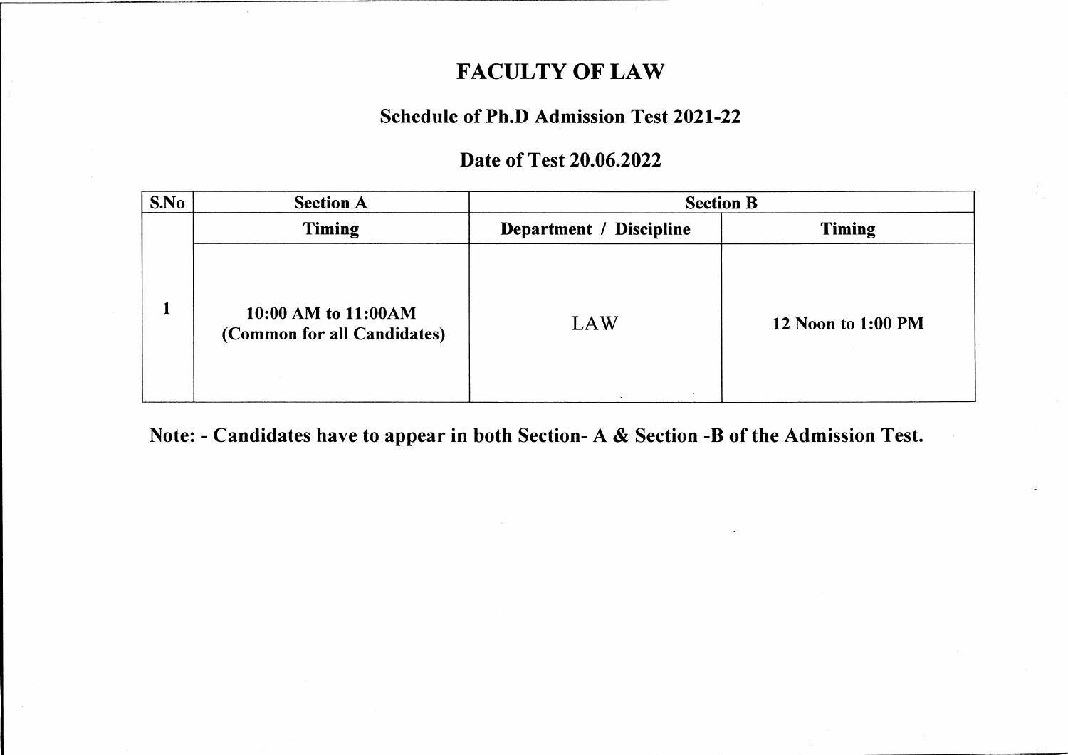# FACULTY OF LAW

## Schedule of Ph.D Admission Test 2021-22

## Date of Test 20.06.2022

| S.No | Section A | Section B | |
|---|---|---|---|
| | Timing | Department / Discipline | Timing |
| 1 | 10:00 AM to 11:00AM (Common for all Candidates) | LAW | 12 Noon to 1:00 PM |

**Note: - Candidates have to appear in both Section- A & Section -B of the Admission Test.**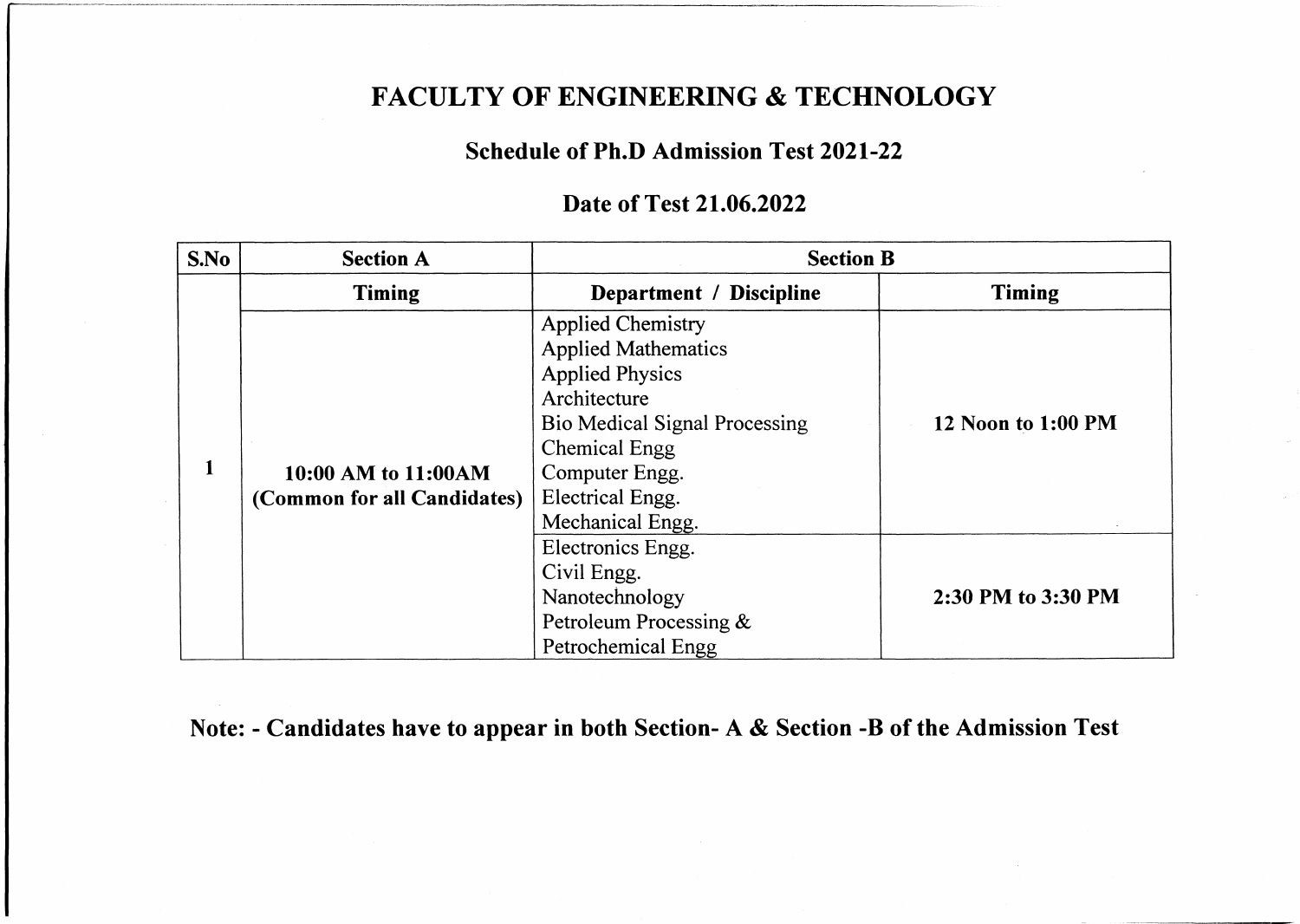# FACULTY OF ENGINEERING & TECHNOLOGY

## Schedule of Ph.D Admission Test 2021-22

## Date of Test 21.06.2022

| S.No | Section A | Section B | |
|---|---|---|---|
| | **Timing** | **Department / Discipline** | **Timing** |
| 1 | **10:00 AM to 11:00AM (Common for all Candidates)** | Applied Chemistry<br>Applied Mathematics<br>Applied Physics<br>Architecture<br>Bio Medical Signal Processing<br>Chemical Engg<br>Computer Engg.<br>Electrical Engg.<br>Mechanical Engg. | **12 Noon to 1:00 PM** |
| | | Electronics Engg.<br>Civil Engg.<br>Nanotechnology<br>Petroleum Processing & Petrochemical Engg | **2:30 PM to 3:30 PM** |

**Note: - Candidates have to appear in both Section- A & Section -B of the Admission Test**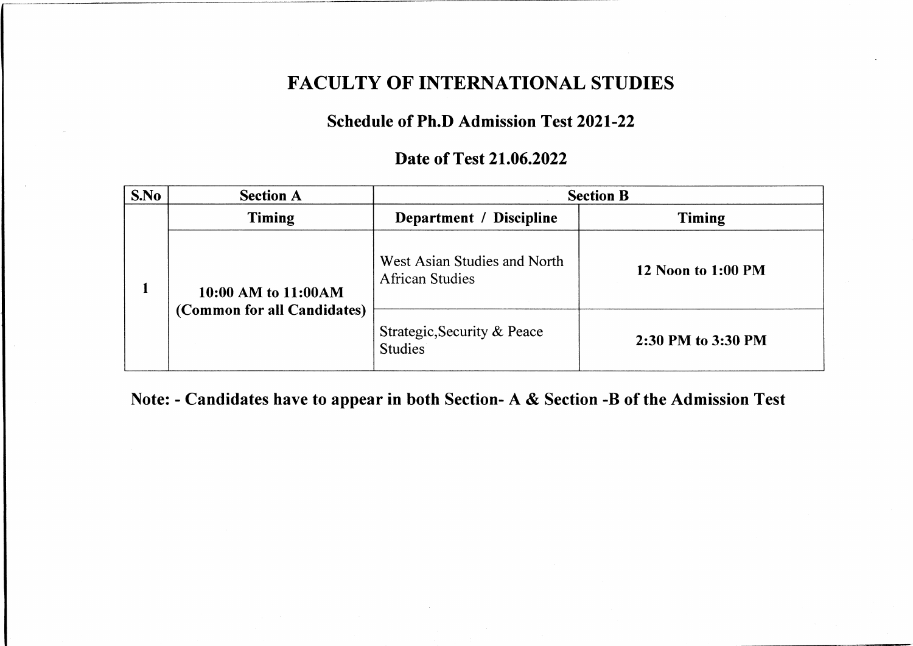# FACULTY OF INTERNATIONAL STUDIES

## Schedule of Ph.D Admission Test 2021-22

## Date of Test 21.06.2022

| S.No | Section A | Section B | |
|---|---|---|---|
| | **Timing** | **Department / Discipline** | **Timing** |
| 1 | **10:00 AM to 11:00AM (Common for all Candidates)** | West Asian Studies and North African Studies | **12 Noon to 1:00 PM** |
| | | Strategic,Security & Peace Studies | **2:30 PM to 3:30 PM** |

**Note: - Candidates have to appear in both Section- A & Section -B of the Admission Test**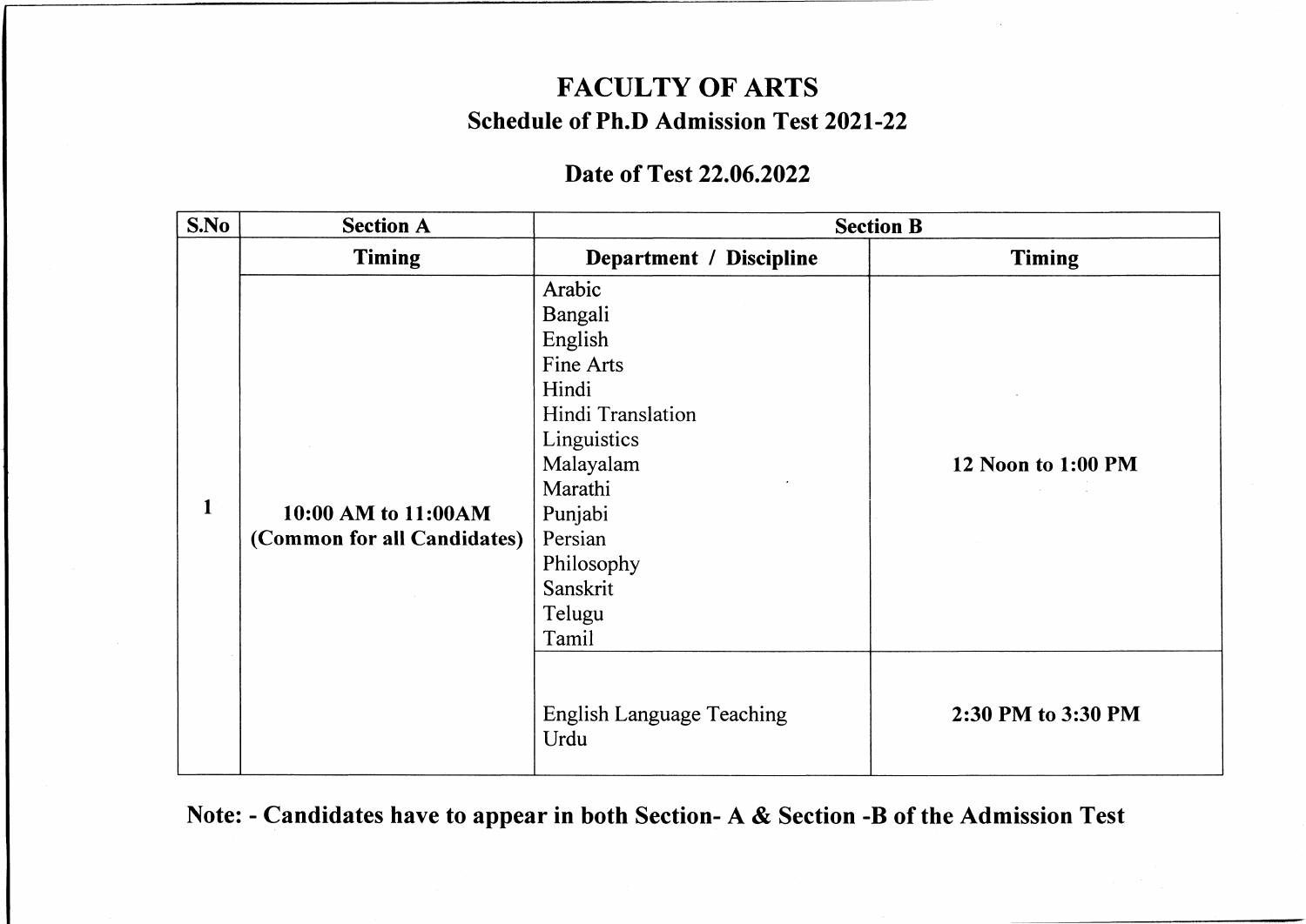# FACULTY OF ARTS

## Schedule of Ph.D Admission Test 2021-22

### Date of Test 22.06.2022

| S.No | Section A | Section B | |
|---|---|---|---|
| | **Timing** | **Department / Discipline** | **Timing** |
| 1 | **10:00 AM to 11:00AM (Common for all Candidates)** | Arabic<br>Bangali<br>English<br>Fine Arts<br>Hindi<br>Hindi Translation<br>Linguistics<br>Malayalam<br>Marathi<br>Punjabi<br>Persian<br>Philosophy<br>Sanskrit<br>Telugu<br>Tamil | **12 Noon to 1:00 PM** |
| | | English Language Teaching<br>Urdu | **2:30 PM to 3:30 PM** |

**Note: - Candidates have to appear in both Section- A & Section -B of the Admission Test**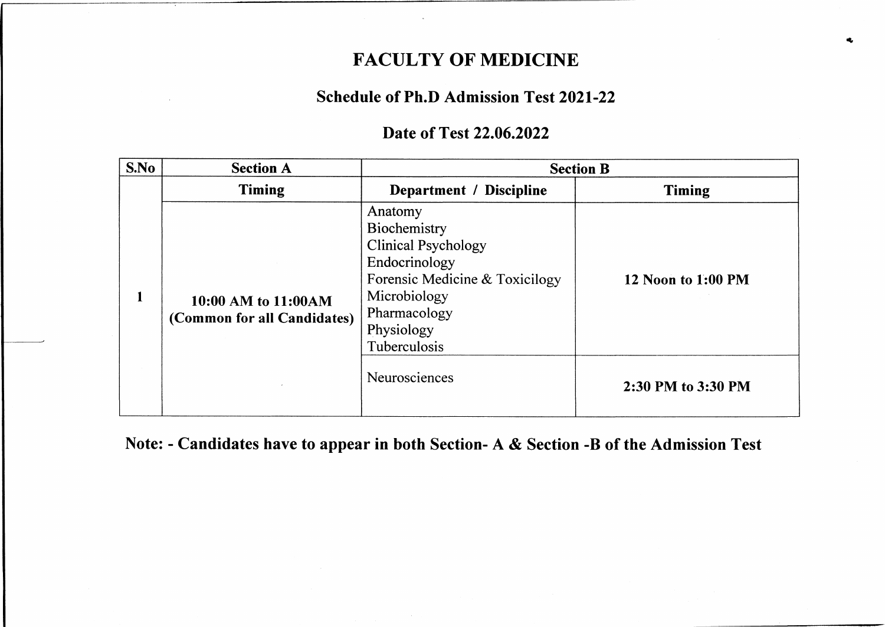# FACULTY OF MEDICINE

## Schedule of Ph.D Admission Test 2021-22

## Date of Test 22.06.2022

| S.No | Section A | Section B | |
|---|---|---|---|
| | **Timing** | **Department / Discipline** | **Timing** |
| 1 | **10:00 AM to 11:00AM (Common for all Candidates)** | Anatomy<br>Biochemistry<br>Clinical Psychology<br>Endocrinology<br>Forensic Medicine & Toxicilogy<br>Microbiology<br>Pharmacology<br>Physiology<br>Tuberculosis | **12 Noon to 1:00 PM** |
| | | Neurosciences | **2:30 PM to 3:30 PM** |

**Note: - Candidates have to appear in both Section- A & Section -B of the Admission Test**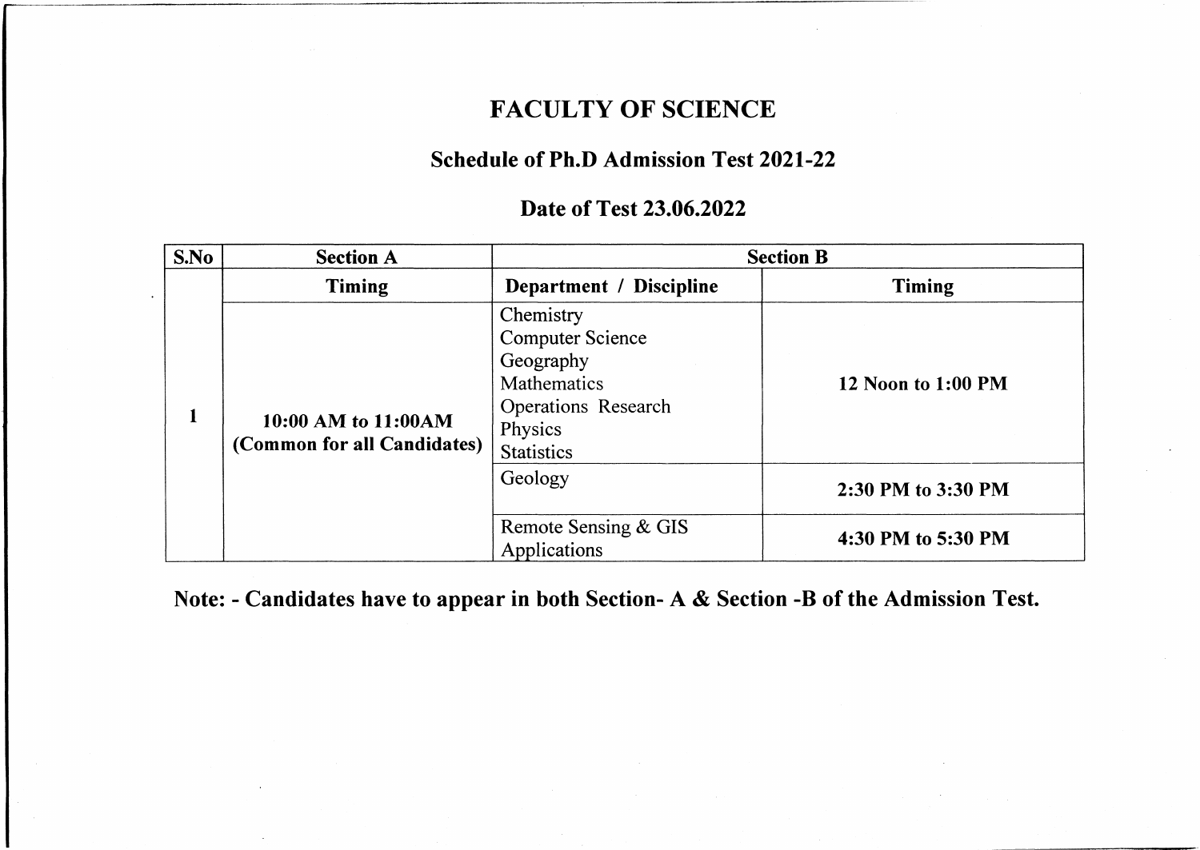# FACULTY OF SCIENCE

## Schedule of Ph.D Admission Test 2021-22

## Date of Test 23.06.2022

| S.No | Section A | Section B | |
|---|---|---|---|
| | **Timing** | **Department / Discipline** | **Timing** |
| 1 | **10:00 AM to 11:00AM (Common for all Candidates)** | Chemistry<br>Computer Science<br>Geography<br>Mathematics<br>Operations Research<br>Physics<br>Statistics | **12 Noon to 1:00 PM** |
| | | Geology | **2:30 PM to 3:30 PM** |
| | | Remote Sensing & GIS Applications | **4:30 PM to 5:30 PM** |

**Note: - Candidates have to appear in both Section- A & Section -B of the Admission Test.**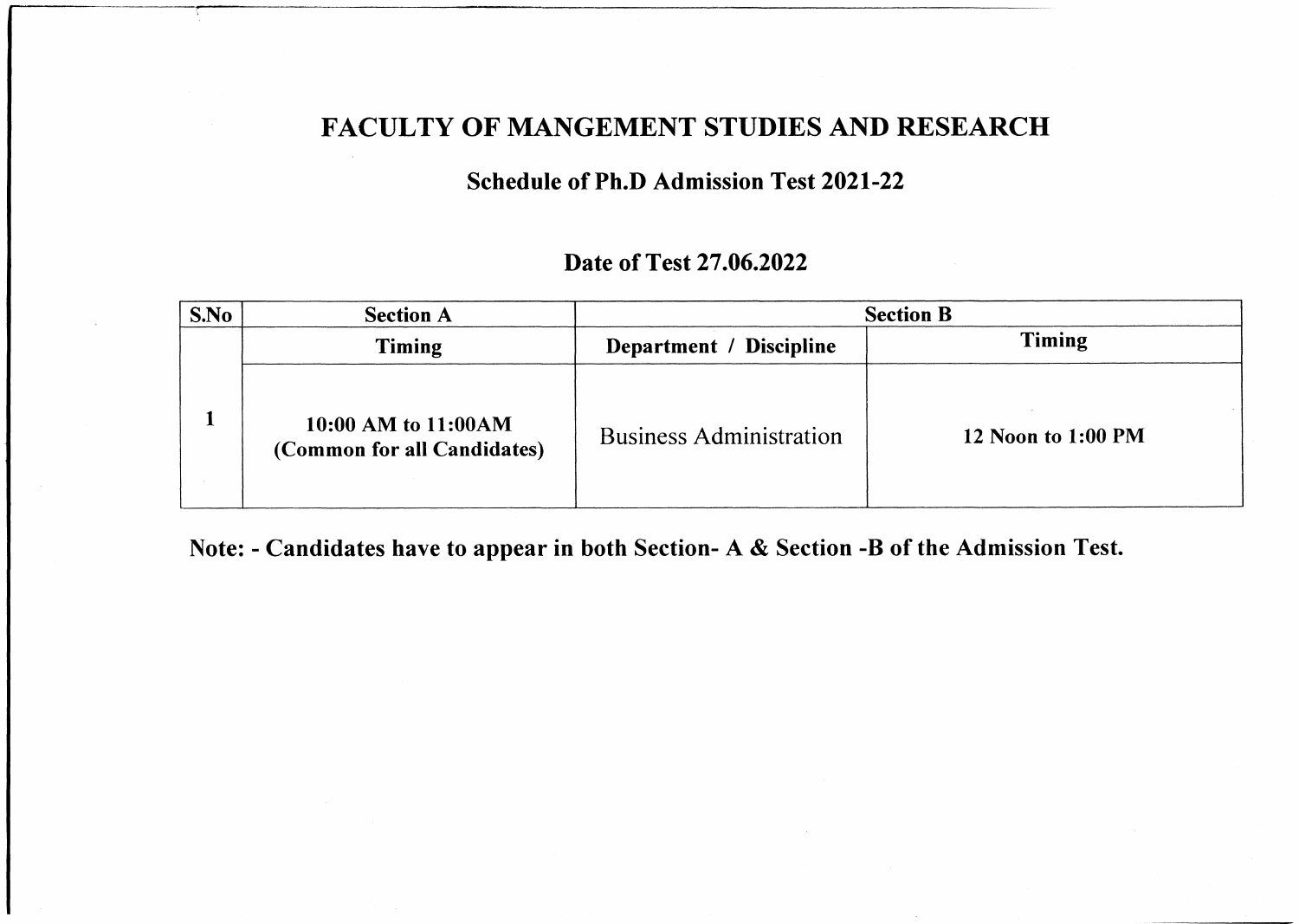# FACULTY OF MANGEMENT STUDIES AND RESEARCH

## Schedule of Ph.D Admission Test 2021-22

### Date of Test 27.06.2022

| S.No | Section A | Section B | |
|---|---|---|---|
| | **Timing** | **Department / Discipline** | **Timing** |
| 1 | **10:00 AM to 11:00AM (Common for all Candidates)** | Business Administration | **12 Noon to 1:00 PM** |

**Note: - Candidates have to appear in both Section- A & Section -B of the Admission Test.**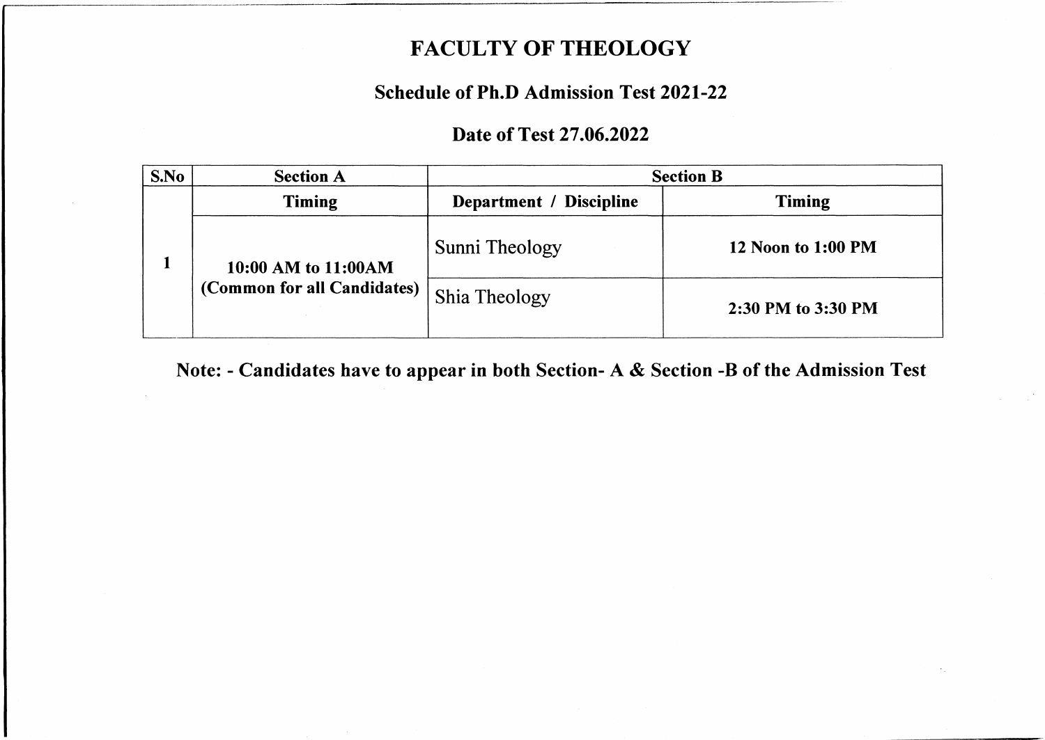# FACULTY OF THEOLOGY

## Schedule of Ph.D Admission Test 2021-22

## Date of Test 27.06.2022

| S.No | Section A | Section B | |
|---|---|---|---|
| | **Timing** | **Department / Discipline** | **Timing** |
| 1 | **10:00 AM to 11:00AM (Common for all Candidates)** | Sunni Theology | **12 Noon to 1:00 PM** |
| | | Shia Theology | **2:30 PM to 3:30 PM** |

**Note: - Candidates have to appear in both Section- A & Section -B of the Admission Test**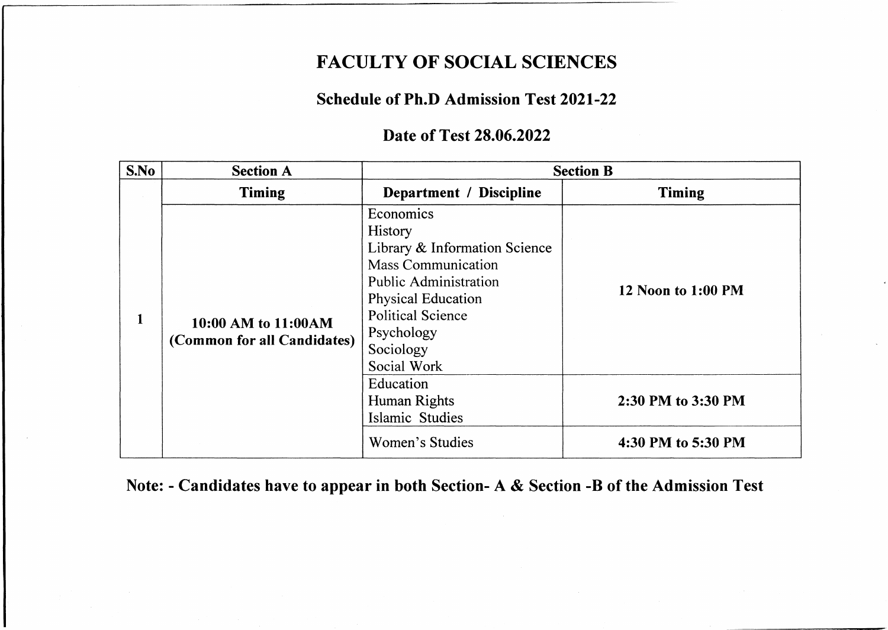# FACULTY OF SOCIAL SCIENCES

## Schedule of Ph.D Admission Test 2021-22

## Date of Test 28.06.2022

| S.No | Section A | Section B | |
|---|---|---|---|
| | **Timing** | **Department / Discipline** | **Timing** |
| 1 | **10:00 AM to 11:00AM (Common for all Candidates)** | Economics<br>History<br>Library & Information Science<br>Mass Communication<br>Public Administration<br>Physical Education<br>Political Science<br>Psychology<br>Sociology<br>Social Work | **12 Noon to 1:00 PM** |
| | | Education<br>Human Rights<br>Islamic Studies | **2:30 PM to 3:30 PM** |
| | | Women's Studies | **4:30 PM to 5:30 PM** |

**Note: - Candidates have to appear in both Section- A & Section -B of the Admission Test**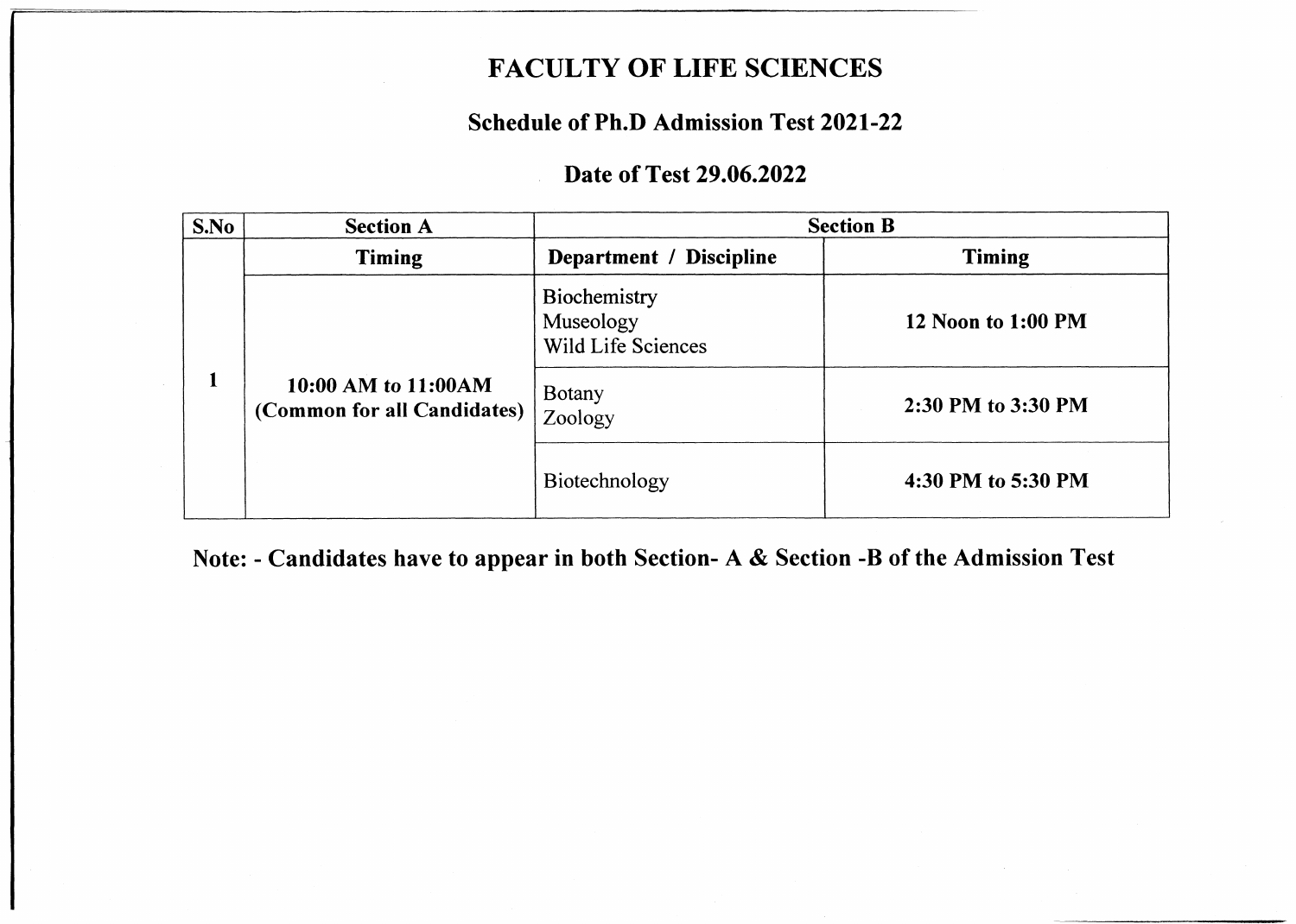# FACULTY OF LIFE SCIENCES

## Schedule of Ph.D Admission Test 2021-22

## Date of Test 29.06.2022

| S.No | Section A | Section B | |
|---|---|---|---|
| | **Timing** | **Department / Discipline** | **Timing** |
| 1 | **10:00 AM to 11:00AM (Common for all Candidates)** | Biochemistry<br>Museology<br>Wild Life Sciences | **12 Noon to 1:00 PM** |
| | | Botany<br>Zoology | **2:30 PM to 3:30 PM** |
| | | Biotechnology | **4:30 PM to 5:30 PM** |

**Note: - Candidates have to appear in both Section- A & Section -B of the Admission Test**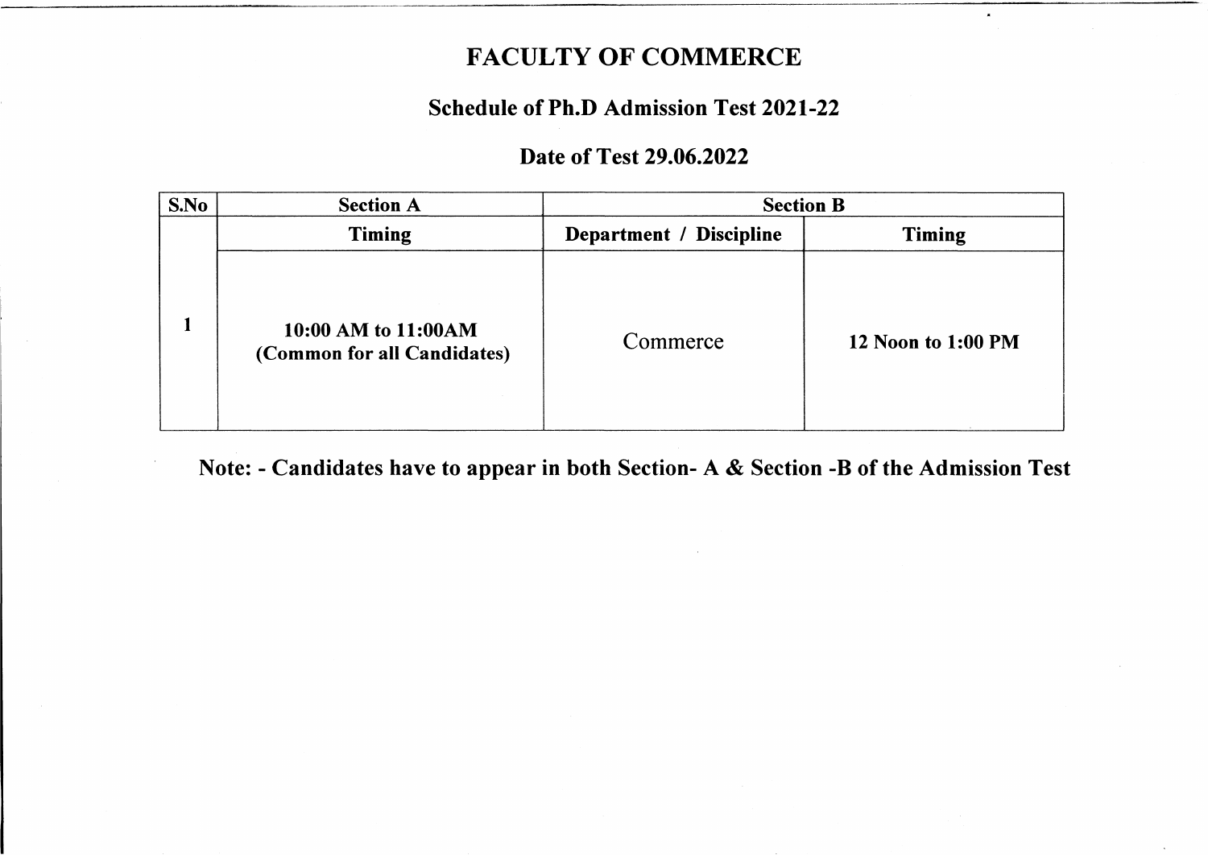# FACULTY OF COMMERCE

## Schedule of Ph.D Admission Test 2021-22

### Date of Test 29.06.2022

| S.No | Section A | Section B | |
|---|---|---|---|
| | **Timing** | **Department / Discipline** | **Timing** |
| 1 | **10:00 AM to 11:00AM (Common for all Candidates)** | Commerce | **12 Noon to 1:00 PM** |

**Note: - Candidates have to appear in both Section- A & Section -B of the Admission Test**